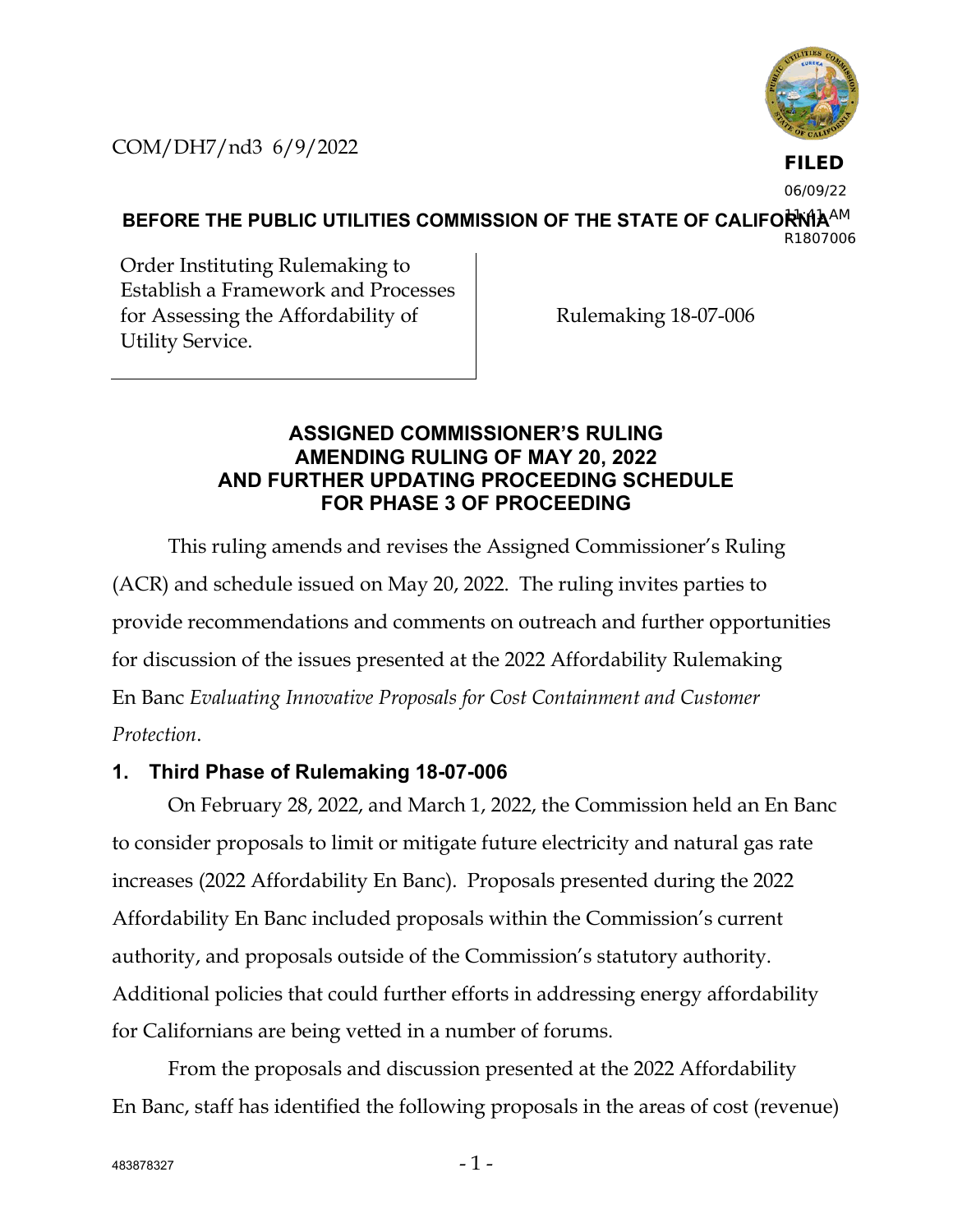COM/DH7/nd3 6/9/2022

**FILED**
06/09/22
11:41 AM
R1807006

**BEFORE THE PUBLIC UTILITIES COMMISSION OF THE STATE OF CALIFORNIA**

| Order Instituting Rulemaking to Establish a Framework and Processes for Assessing the Affordability of Utility Service. | Rulemaking 18-07-006 |
| --- | --- |

## ASSIGNED COMMISSIONER'S RULING AMENDING RULING OF MAY 20, 2022 AND FURTHER UPDATING PROCEEDING SCHEDULE FOR PHASE 3 OF PROCEEDING

This ruling amends and revises the Assigned Commissioner's Ruling (ACR) and schedule issued on May 20, 2022. The ruling invites parties to provide recommendations and comments on outreach and further opportunities for discussion of the issues presented at the 2022 Affordability Rulemaking En Banc *Evaluating Innovative Proposals for Cost Containment and Customer Protection*.

### 1. Third Phase of Rulemaking 18-07-006

On February 28, 2022, and March 1, 2022, the Commission held an En Banc to consider proposals to limit or mitigate future electricity and natural gas rate increases (2022 Affordability En Banc). Proposals presented during the 2022 Affordability En Banc included proposals within the Commission's current authority, and proposals outside of the Commission's statutory authority. Additional policies that could further efforts in addressing energy affordability for Californians are being vetted in a number of forums.

From the proposals and discussion presented at the 2022 Affordability En Banc, staff has identified the following proposals in the areas of cost (revenue)

483878327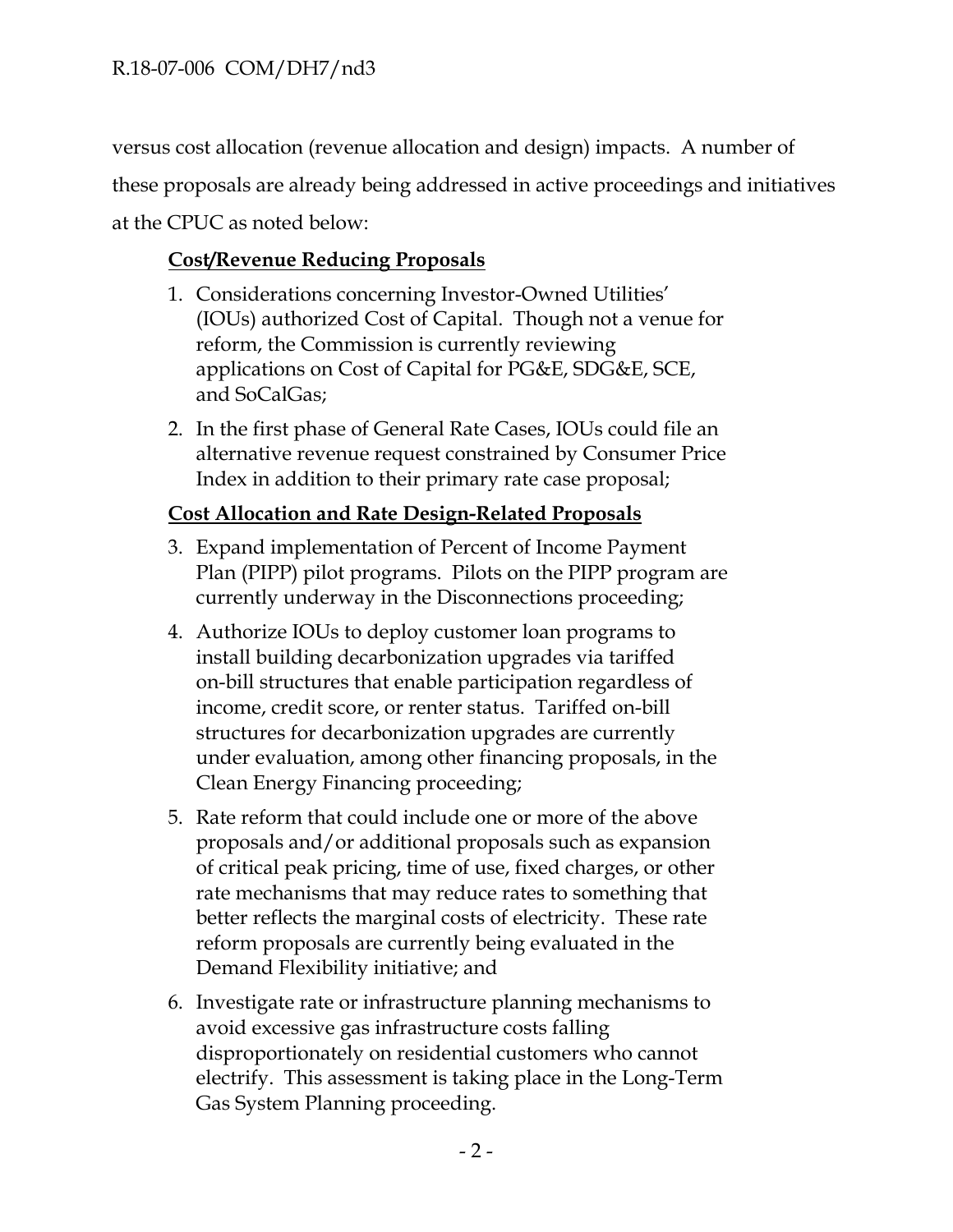versus cost allocation (revenue allocation and design) impacts. A number of these proposals are already being addressed in active proceedings and initiatives at the CPUC as noted below:

**Cost/Revenue Reducing Proposals**

1. Considerations concerning Investor-Owned Utilities' (IOUs) authorized Cost of Capital. Though not a venue for reform, the Commission is currently reviewing applications on Cost of Capital for PG&E, SDG&E, SCE, and SoCalGas;
2. In the first phase of General Rate Cases, IOUs could file an alternative revenue request constrained by Consumer Price Index in addition to their primary rate case proposal;

**Cost Allocation and Rate Design-Related Proposals**

3. Expand implementation of Percent of Income Payment Plan (PIPP) pilot programs. Pilots on the PIPP program are currently underway in the Disconnections proceeding;
4. Authorize IOUs to deploy customer loan programs to install building decarbonization upgrades via tariffed on-bill structures that enable participation regardless of income, credit score, or renter status. Tariffed on-bill structures for decarbonization upgrades are currently under evaluation, among other financing proposals, in the Clean Energy Financing proceeding;
5. Rate reform that could include one or more of the above proposals and/or additional proposals such as expansion of critical peak pricing, time of use, fixed charges, or other rate mechanisms that may reduce rates to something that better reflects the marginal costs of electricity. These rate reform proposals are currently being evaluated in the Demand Flexibility initiative; and
6. Investigate rate or infrastructure planning mechanisms to avoid excessive gas infrastructure costs falling disproportionately on residential customers who cannot electrify. This assessment is taking place in the Long-Term Gas System Planning proceeding.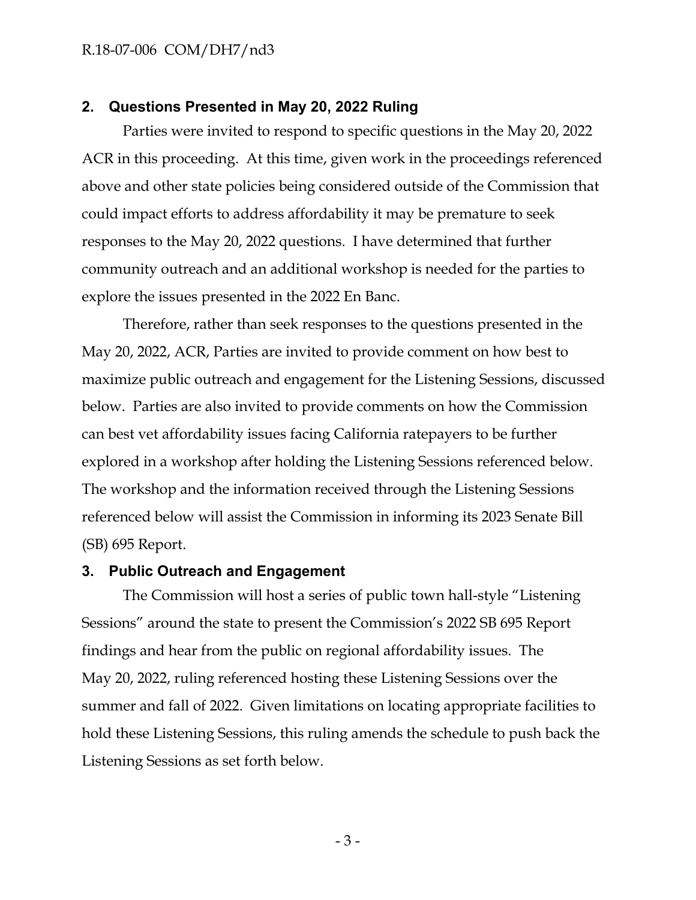## 2. Questions Presented in May 20, 2022 Ruling

Parties were invited to respond to specific questions in the May 20, 2022 ACR in this proceeding. At this time, given work in the proceedings referenced above and other state policies being considered outside of the Commission that could impact efforts to address affordability it may be premature to seek responses to the May 20, 2022 questions. I have determined that further community outreach and an additional workshop is needed for the parties to explore the issues presented in the 2022 En Banc.

Therefore, rather than seek responses to the questions presented in the May 20, 2022, ACR, Parties are invited to provide comment on how best to maximize public outreach and engagement for the Listening Sessions, discussed below. Parties are also invited to provide comments on how the Commission can best vet affordability issues facing California ratepayers to be further explored in a workshop after holding the Listening Sessions referenced below. The workshop and the information received through the Listening Sessions referenced below will assist the Commission in informing its 2023 Senate Bill (SB) 695 Report.

## 3. Public Outreach and Engagement

The Commission will host a series of public town hall-style "Listening Sessions" around the state to present the Commission's 2022 SB 695 Report findings and hear from the public on regional affordability issues. The May 20, 2022, ruling referenced hosting these Listening Sessions over the summer and fall of 2022. Given limitations on locating appropriate facilities to hold these Listening Sessions, this ruling amends the schedule to push back the Listening Sessions as set forth below.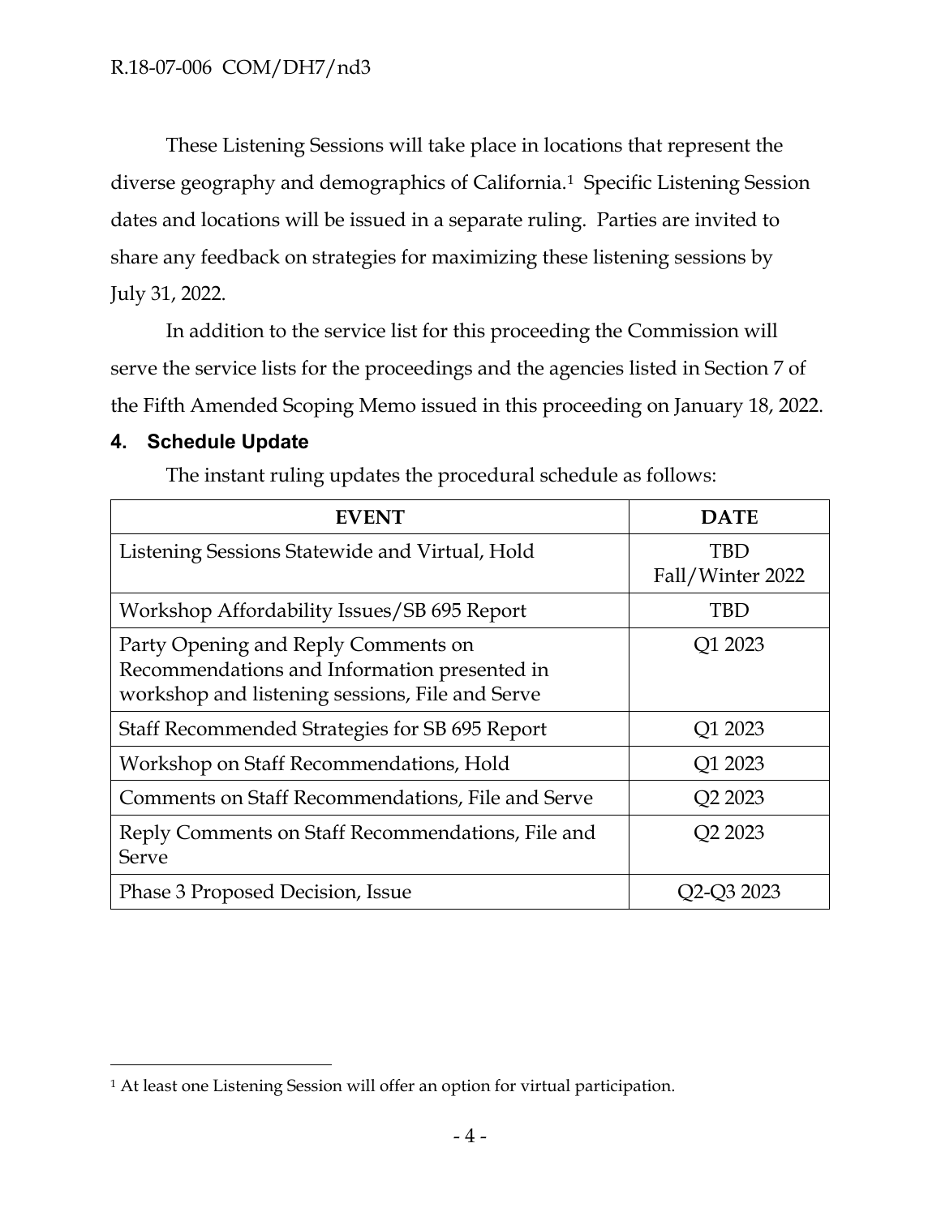These Listening Sessions will take place in locations that represent the diverse geography and demographics of California.[1] Specific Listening Session dates and locations will be issued in a separate ruling. Parties are invited to share any feedback on strategies for maximizing these listening sessions by July 31, 2022.

In addition to the service list for this proceeding the Commission will serve the service lists for the proceedings and the agencies listed in Section 7 of the Fifth Amended Scoping Memo issued in this proceeding on January 18, 2022.

## 4. Schedule Update

The instant ruling updates the procedural schedule as follows:

| EVENT | DATE |
| --- | --- |
| Listening Sessions Statewide and Virtual, Hold | TBD Fall/Winter 2022 |
| Workshop Affordability Issues/SB 695 Report | TBD |
| Party Opening and Reply Comments on Recommendations and Information presented in workshop and listening sessions, File and Serve | Q1 2023 |
| Staff Recommended Strategies for SB 695 Report | Q1 2023 |
| Workshop on Staff Recommendations, Hold | Q1 2023 |
| Comments on Staff Recommendations, File and Serve | Q2 2023 |
| Reply Comments on Staff Recommendations, File and Serve | Q2 2023 |
| Phase 3 Proposed Decision, Issue | Q2-Q3 2023 |

[1] At least one Listening Session will offer an option for virtual participation.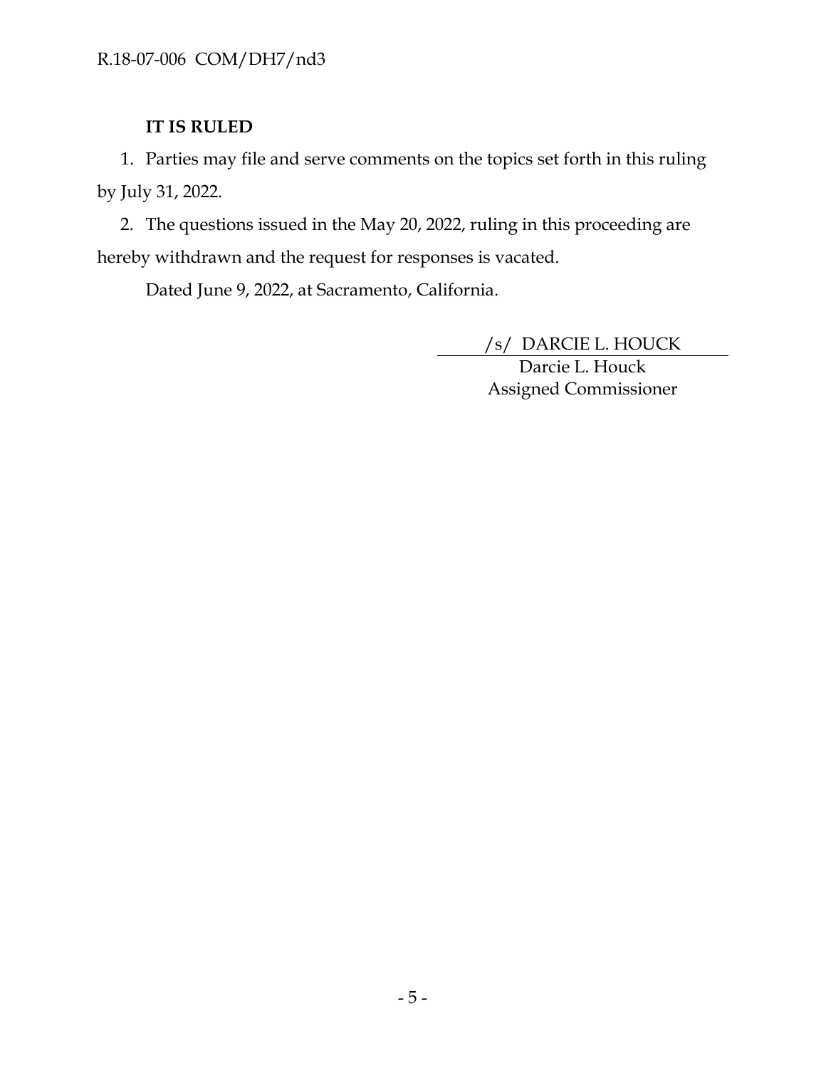**IT IS RULED**

1. Parties may file and serve comments on the topics set forth in this ruling by July 31, 2022.
2. The questions issued in the May 20, 2022, ruling in this proceeding are hereby withdrawn and the request for responses is vacated.

Dated June 9, 2022, at Sacramento, California.

/s/ DARCIE L. HOUCK
Darcie L. Houck
Assigned Commissioner